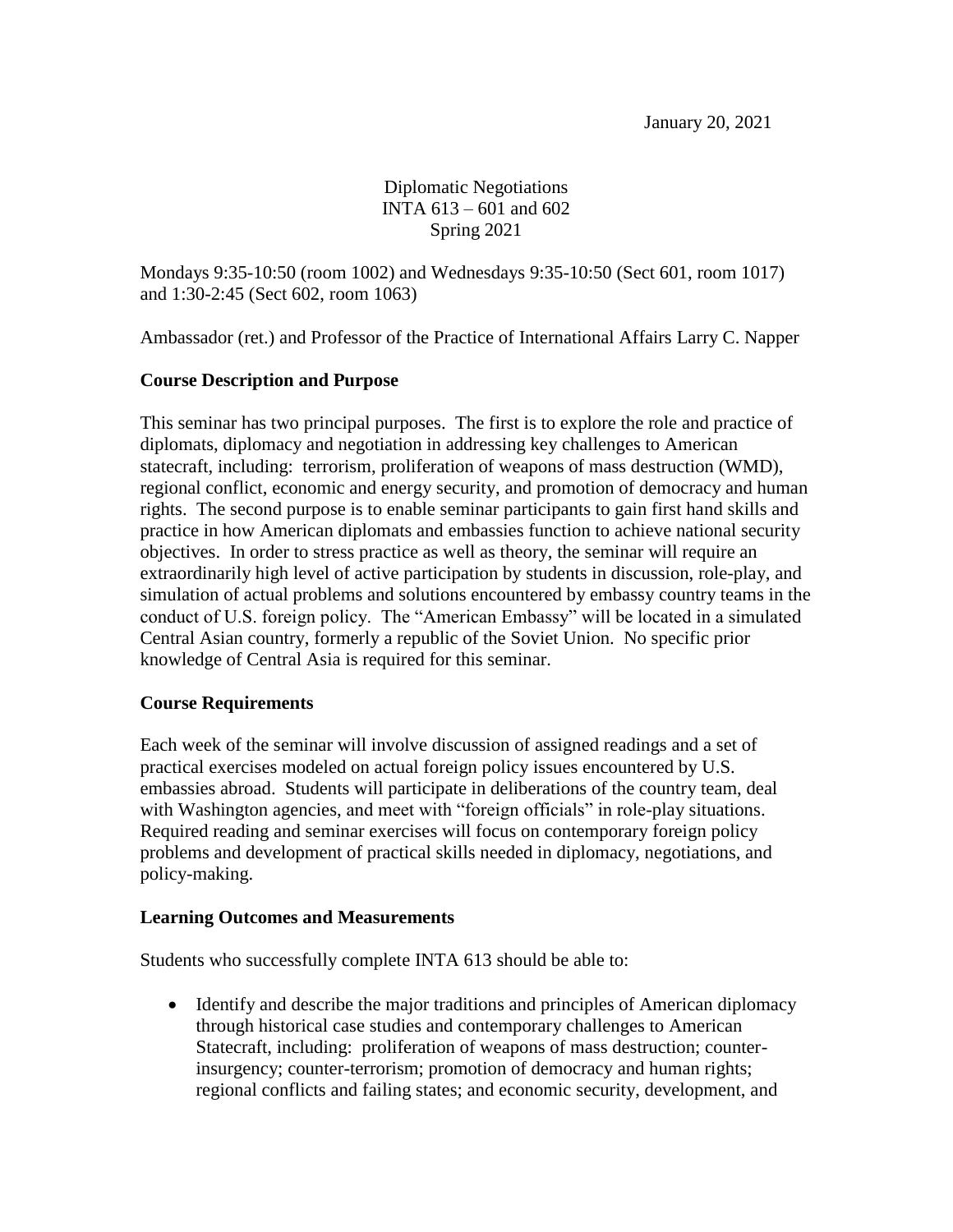January 20, 2021

Diplomatic Negotiations
INTA 613 – 601 and 602
Spring 2021

Mondays 9:35-10:50 (room 1002) and Wednesdays 9:35-10:50 (Sect 601, room 1017) and 1:30-2:45 (Sect 602, room 1063)

Ambassador (ret.) and Professor of the Practice of International Affairs Larry C. Napper

## Course Description and Purpose

This seminar has two principal purposes. The first is to explore the role and practice of diplomats, diplomacy and negotiation in addressing key challenges to American statecraft, including: terrorism, proliferation of weapons of mass destruction (WMD), regional conflict, economic and energy security, and promotion of democracy and human rights. The second purpose is to enable seminar participants to gain first hand skills and practice in how American diplomats and embassies function to achieve national security objectives. In order to stress practice as well as theory, the seminar will require an extraordinarily high level of active participation by students in discussion, role-play, and simulation of actual problems and solutions encountered by embassy country teams in the conduct of U.S. foreign policy. The "American Embassy" will be located in a simulated Central Asian country, formerly a republic of the Soviet Union. No specific prior knowledge of Central Asia is required for this seminar.

## Course Requirements

Each week of the seminar will involve discussion of assigned readings and a set of practical exercises modeled on actual foreign policy issues encountered by U.S. embassies abroad. Students will participate in deliberations of the country team, deal with Washington agencies, and meet with "foreign officials" in role-play situations. Required reading and seminar exercises will focus on contemporary foreign policy problems and development of practical skills needed in diplomacy, negotiations, and policy-making.

## Learning Outcomes and Measurements

Students who successfully complete INTA 613 should be able to:

- Identify and describe the major traditions and principles of American diplomacy through historical case studies and contemporary challenges to American Statecraft, including: proliferation of weapons of mass destruction; counter-insurgency; counter-terrorism; promotion of democracy and human rights; regional conflicts and failing states; and economic security, development, and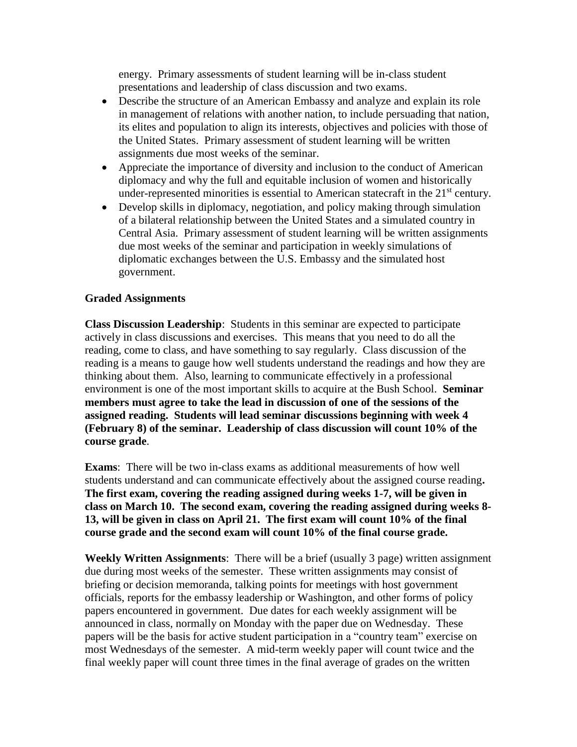energy. Primary assessments of student learning will be in-class student presentations and leadership of class discussion and two exams.

- Describe the structure of an American Embassy and analyze and explain its role in management of relations with another nation, to include persuading that nation, its elites and population to align its interests, objectives and policies with those of the United States. Primary assessment of student learning will be written assignments due most weeks of the seminar.
- Appreciate the importance of diversity and inclusion to the conduct of American diplomacy and why the full and equitable inclusion of women and historically under-represented minorities is essential to American statecraft in the 21st century.
- Develop skills in diplomacy, negotiation, and policy making through simulation of a bilateral relationship between the United States and a simulated country in Central Asia. Primary assessment of student learning will be written assignments due most weeks of the seminar and participation in weekly simulations of diplomatic exchanges between the U.S. Embassy and the simulated host government.

**Graded Assignments**

**Class Discussion Leadership**: Students in this seminar are expected to participate actively in class discussions and exercises. This means that you need to do all the reading, come to class, and have something to say regularly. Class discussion of the reading is a means to gauge how well students understand the readings and how they are thinking about them. Also, learning to communicate effectively in a professional environment is one of the most important skills to acquire at the Bush School. **Seminar members must agree to take the lead in discussion of one of the sessions of the assigned reading. Students will lead seminar discussions beginning with week 4 (February 8) of the seminar. Leadership of class discussion will count 10% of the course grade**.

**Exams**: There will be two in-class exams as additional measurements of how well students understand and can communicate effectively about the assigned course reading**. The first exam, covering the reading assigned during weeks 1-7, will be given in class on March 10. The second exam, covering the reading assigned during weeks 8-13, will be given in class on April 21. The first exam will count 10% of the final course grade and the second exam will count 10% of the final course grade.**

**Weekly Written Assignments**: There will be a brief (usually 3 page) written assignment due during most weeks of the semester. These written assignments may consist of briefing or decision memoranda, talking points for meetings with host government officials, reports for the embassy leadership or Washington, and other forms of policy papers encountered in government. Due dates for each weekly assignment will be announced in class, normally on Monday with the paper due on Wednesday. These papers will be the basis for active student participation in a "country team" exercise on most Wednesdays of the semester. A mid-term weekly paper will count twice and the final weekly paper will count three times in the final average of grades on the written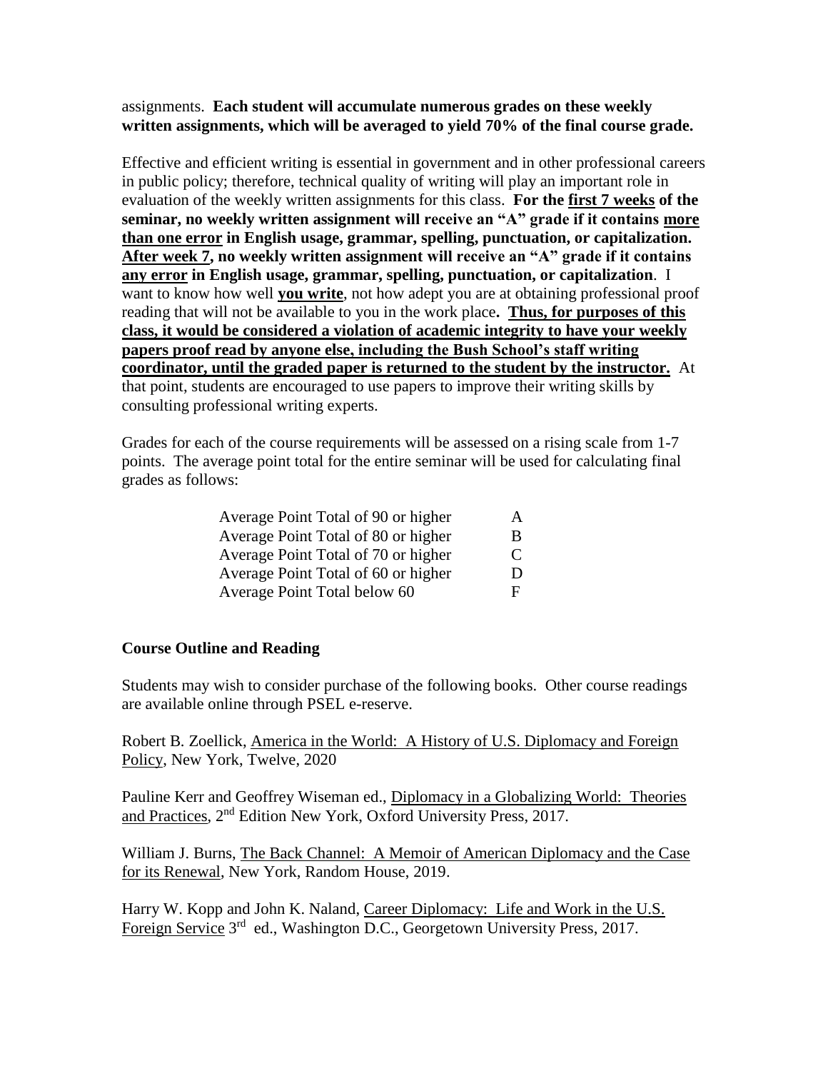assignments. **Each student will accumulate numerous grades on these weekly written assignments, which will be averaged to yield 70% of the final course grade.**

Effective and efficient writing is essential in government and in other professional careers in public policy; therefore, technical quality of writing will play an important role in evaluation of the weekly written assignments for this class. **For the <u>first 7 weeks</u> of the seminar, no weekly written assignment will receive an "A" grade if it contains <u>more than one error</u> in English usage, grammar, spelling, punctuation, or capitalization. <u>After week 7</u>, no weekly written assignment will receive an "A" grade if it contains <u>any error</u> in English usage, grammar, spelling, punctuation, or capitalization**. I want to know how well **<u>you write</u>**, not how adept you are at obtaining professional proof reading that will not be available to you in the work place**.** **<u>Thus, for purposes of this class, it would be considered a violation of academic integrity to have your weekly papers proof read by anyone else, including the Bush School's staff writing coordinator, until the graded paper is returned to the student by the instructor.</u>** At that point, students are encouraged to use papers to improve their writing skills by consulting professional writing experts.

Grades for each of the course requirements will be assessed on a rising scale from 1-7 points. The average point total for the entire seminar will be used for calculating final grades as follows:

| | |
|---|---|
| Average Point Total of 90 or higher | A |
| Average Point Total of 80 or higher | B |
| Average Point Total of 70 or higher | C |
| Average Point Total of 60 or higher | D |
| Average Point Total below 60 | F |

## Course Outline and Reading

Students may wish to consider purchase of the following books. Other course readings are available online through PSEL e-reserve.

Robert B. Zoellick, <u>America in the World: A History of U.S. Diplomacy and Foreign Policy</u>, New York, Twelve, 2020

Pauline Kerr and Geoffrey Wiseman ed., <u>Diplomacy in a Globalizing World: Theories and Practices</u>, 2nd Edition New York, Oxford University Press, 2017.

William J. Burns, <u>The Back Channel: A Memoir of American Diplomacy and the Case for its Renewal</u>, New York, Random House, 2019.

Harry W. Kopp and John K. Naland, <u>Career Diplomacy: Life and Work in the U.S. Foreign Service</u> 3rd ed., Washington D.C., Georgetown University Press, 2017.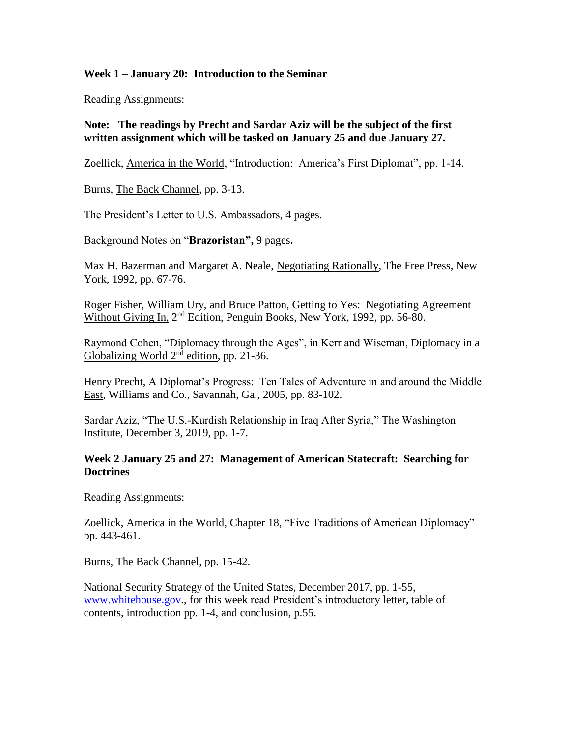**Week 1 – January 20: Introduction to the Seminar**

Reading Assignments:

**Note: The readings by Precht and Sardar Aziz will be the subject of the first written assignment which will be tasked on January 25 and due January 27.**

Zoellick, America in the World, "Introduction: America's First Diplomat", pp. 1-14.

Burns, The Back Channel, pp. 3-13.

The President's Letter to U.S. Ambassadors, 4 pages.

Background Notes on "**Brazoristan",** 9 pages**.**

Max H. Bazerman and Margaret A. Neale, Negotiating Rationally, The Free Press, New York, 1992, pp. 67-76.

Roger Fisher, William Ury, and Bruce Patton, Getting to Yes: Negotiating Agreement Without Giving In, 2nd Edition, Penguin Books, New York, 1992, pp. 56-80.

Raymond Cohen, "Diplomacy through the Ages", in Kerr and Wiseman, Diplomacy in a Globalizing World 2nd edition, pp. 21-36.

Henry Precht, A Diplomat's Progress: Ten Tales of Adventure in and around the Middle East, Williams and Co., Savannah, Ga., 2005, pp. 83-102.

Sardar Aziz, "The U.S.-Kurdish Relationship in Iraq After Syria," The Washington Institute, December 3, 2019, pp. 1-7.

**Week 2 January 25 and 27: Management of American Statecraft: Searching for Doctrines**

Reading Assignments:

Zoellick, America in the World, Chapter 18, "Five Traditions of American Diplomacy" pp. 443-461.

Burns, The Back Channel, pp. 15-42.

National Security Strategy of the United States, December 2017, pp. 1-55, www.whitehouse.gov., for this week read President's introductory letter, table of contents, introduction pp. 1-4, and conclusion, p.55.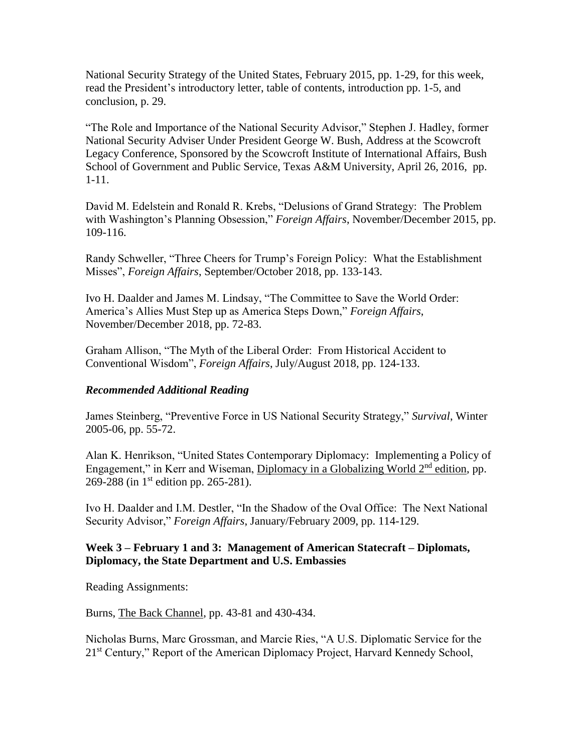National Security Strategy of the United States, February 2015, pp. 1-29, for this week, read the President's introductory letter, table of contents, introduction pp. 1-5, and conclusion, p. 29.

"The Role and Importance of the National Security Advisor," Stephen J. Hadley, former National Security Adviser Under President George W. Bush, Address at the Scowcroft Legacy Conference, Sponsored by the Scowcroft Institute of International Affairs, Bush School of Government and Public Service, Texas A&M University, April 26, 2016, pp. 1-11.

David M. Edelstein and Ronald R. Krebs, "Delusions of Grand Strategy: The Problem with Washington's Planning Obsession," *Foreign Affairs*, November/December 2015, pp. 109-116.

Randy Schweller, "Three Cheers for Trump's Foreign Policy: What the Establishment Misses", *Foreign Affairs*, September/October 2018, pp. 133-143.

Ivo H. Daalder and James M. Lindsay, "The Committee to Save the World Order: America's Allies Must Step up as America Steps Down," *Foreign Affairs*, November/December 2018, pp. 72-83.

Graham Allison, "The Myth of the Liberal Order: From Historical Accident to Conventional Wisdom", *Foreign Affairs*, July/August 2018, pp. 124-133.

***Recommended Additional Reading***

James Steinberg, "Preventive Force in US National Security Strategy," *Survival*, Winter 2005-06, pp. 55-72.

Alan K. Henrikson, "United States Contemporary Diplomacy: Implementing a Policy of Engagement," in Kerr and Wiseman, Diplomacy in a Globalizing World 2nd edition, pp. 269-288 (in 1st edition pp. 265-281).

Ivo H. Daalder and I.M. Destler, "In the Shadow of the Oval Office: The Next National Security Advisor," *Foreign Affairs*, January/February 2009, pp. 114-129.

**Week 3 – February 1 and 3: Management of American Statecraft – Diplomats, Diplomacy, the State Department and U.S. Embassies**

Reading Assignments:

Burns, The Back Channel, pp. 43-81 and 430-434.

Nicholas Burns, Marc Grossman, and Marcie Ries, "A U.S. Diplomatic Service for the 21st Century," Report of the American Diplomacy Project, Harvard Kennedy School,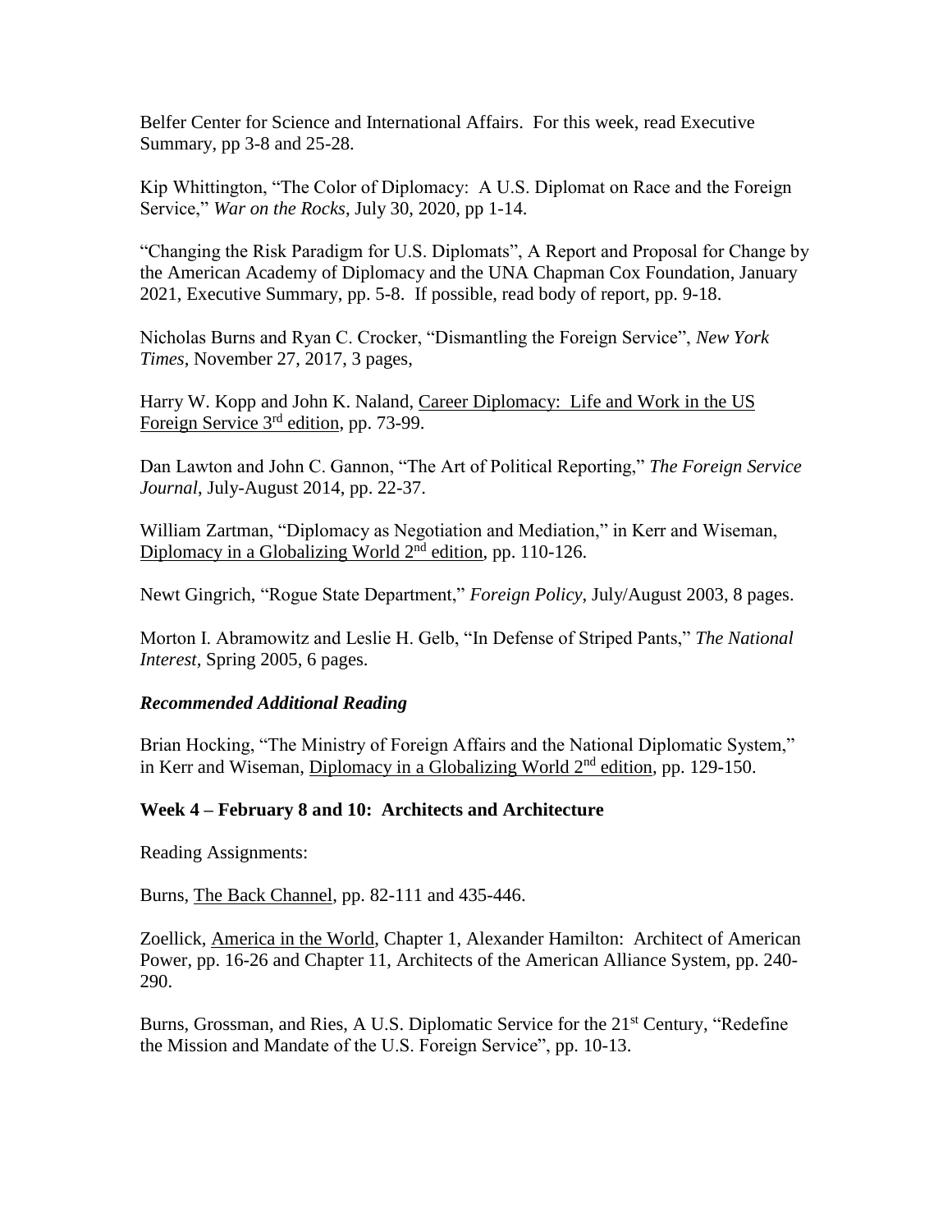Belfer Center for Science and International Affairs. For this week, read Executive Summary, pp 3-8 and 25-28.

Kip Whittington, "The Color of Diplomacy: A U.S. Diplomat on Race and the Foreign Service," *War on the Rocks*, July 30, 2020, pp 1-14.

"Changing the Risk Paradigm for U.S. Diplomats", A Report and Proposal for Change by the American Academy of Diplomacy and the UNA Chapman Cox Foundation, January 2021, Executive Summary, pp. 5-8. If possible, read body of report, pp. 9-18.

Nicholas Burns and Ryan C. Crocker, "Dismantling the Foreign Service", *New York Times*, November 27, 2017, 3 pages,

Harry W. Kopp and John K. Naland, <u>Career Diplomacy: Life and Work in the US Foreign Service 3rd edition</u>, pp. 73-99.

Dan Lawton and John C. Gannon, "The Art of Political Reporting," *The Foreign Service Journal*, July-August 2014, pp. 22-37.

William Zartman, "Diplomacy as Negotiation and Mediation," in Kerr and Wiseman, <u>Diplomacy in a Globalizing World 2nd edition</u>, pp. 110-126.

Newt Gingrich, "Rogue State Department," *Foreign Policy*, July/August 2003, 8 pages.

Morton I. Abramowitz and Leslie H. Gelb, "In Defense of Striped Pants," *The National Interest*, Spring 2005, 6 pages.

***Recommended Additional Reading***

Brian Hocking, "The Ministry of Foreign Affairs and the National Diplomatic System," in Kerr and Wiseman, <u>Diplomacy in a Globalizing World 2nd edition</u>, pp. 129-150.

**Week 4 – February 8 and 10: Architects and Architecture**

Reading Assignments:

Burns, <u>The Back Channel</u>, pp. 82-111 and 435-446.

Zoellick, <u>America in the World</u>, Chapter 1, Alexander Hamilton: Architect of American Power, pp. 16-26 and Chapter 11, Architects of the American Alliance System, pp. 240-290.

Burns, Grossman, and Ries, A U.S. Diplomatic Service for the 21st Century, "Redefine the Mission and Mandate of the U.S. Foreign Service", pp. 10-13.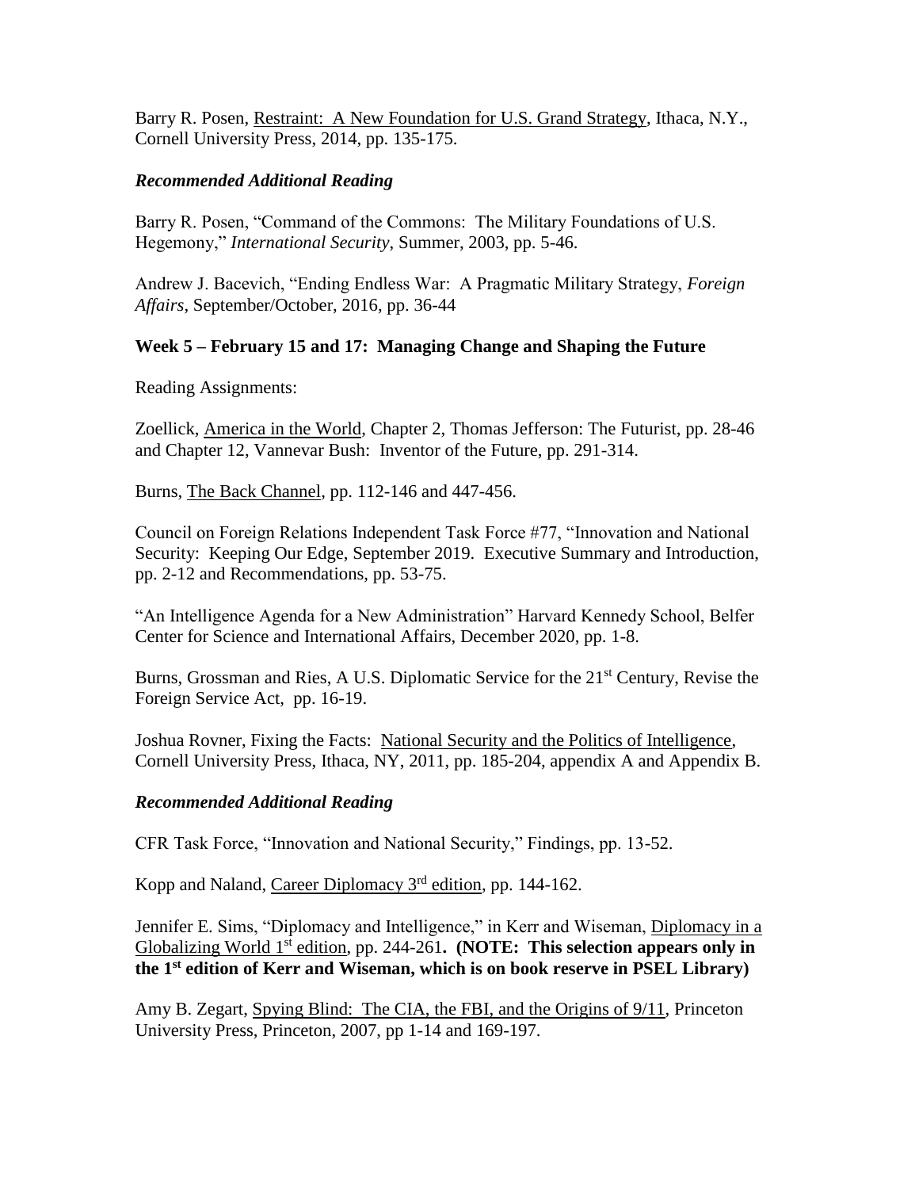Barry R. Posen, Restraint: A New Foundation for U.S. Grand Strategy, Ithaca, N.Y., Cornell University Press, 2014, pp. 135-175.

***Recommended Additional Reading***

Barry R. Posen, "Command of the Commons: The Military Foundations of U.S. Hegemony," *International Security*, Summer, 2003, pp. 5-46.

Andrew J. Bacevich, "Ending Endless War: A Pragmatic Military Strategy, *Foreign Affairs*, September/October, 2016, pp. 36-44

**Week 5 – February 15 and 17: Managing Change and Shaping the Future**

Reading Assignments:

Zoellick, America in the World, Chapter 2, Thomas Jefferson: The Futurist, pp. 28-46 and Chapter 12, Vannevar Bush: Inventor of the Future, pp. 291-314.

Burns, The Back Channel, pp. 112-146 and 447-456.

Council on Foreign Relations Independent Task Force #77, "Innovation and National Security: Keeping Our Edge, September 2019. Executive Summary and Introduction, pp. 2-12 and Recommendations, pp. 53-75.

"An Intelligence Agenda for a New Administration" Harvard Kennedy School, Belfer Center for Science and International Affairs, December 2020, pp. 1-8.

Burns, Grossman and Ries, A U.S. Diplomatic Service for the 21st Century, Revise the Foreign Service Act, pp. 16-19.

Joshua Rovner, Fixing the Facts: National Security and the Politics of Intelligence, Cornell University Press, Ithaca, NY, 2011, pp. 185-204, appendix A and Appendix B.

***Recommended Additional Reading***

CFR Task Force, "Innovation and National Security," Findings, pp. 13-52.

Kopp and Naland, Career Diplomacy 3rd edition, pp. 144-162.

Jennifer E. Sims, "Diplomacy and Intelligence," in Kerr and Wiseman, Diplomacy in a Globalizing World 1st edition, pp. 244-261**. (NOTE: This selection appears only in the 1st edition of Kerr and Wiseman, which is on book reserve in PSEL Library)**

Amy B. Zegart, Spying Blind: The CIA, the FBI, and the Origins of 9/11, Princeton University Press, Princeton, 2007, pp 1-14 and 169-197.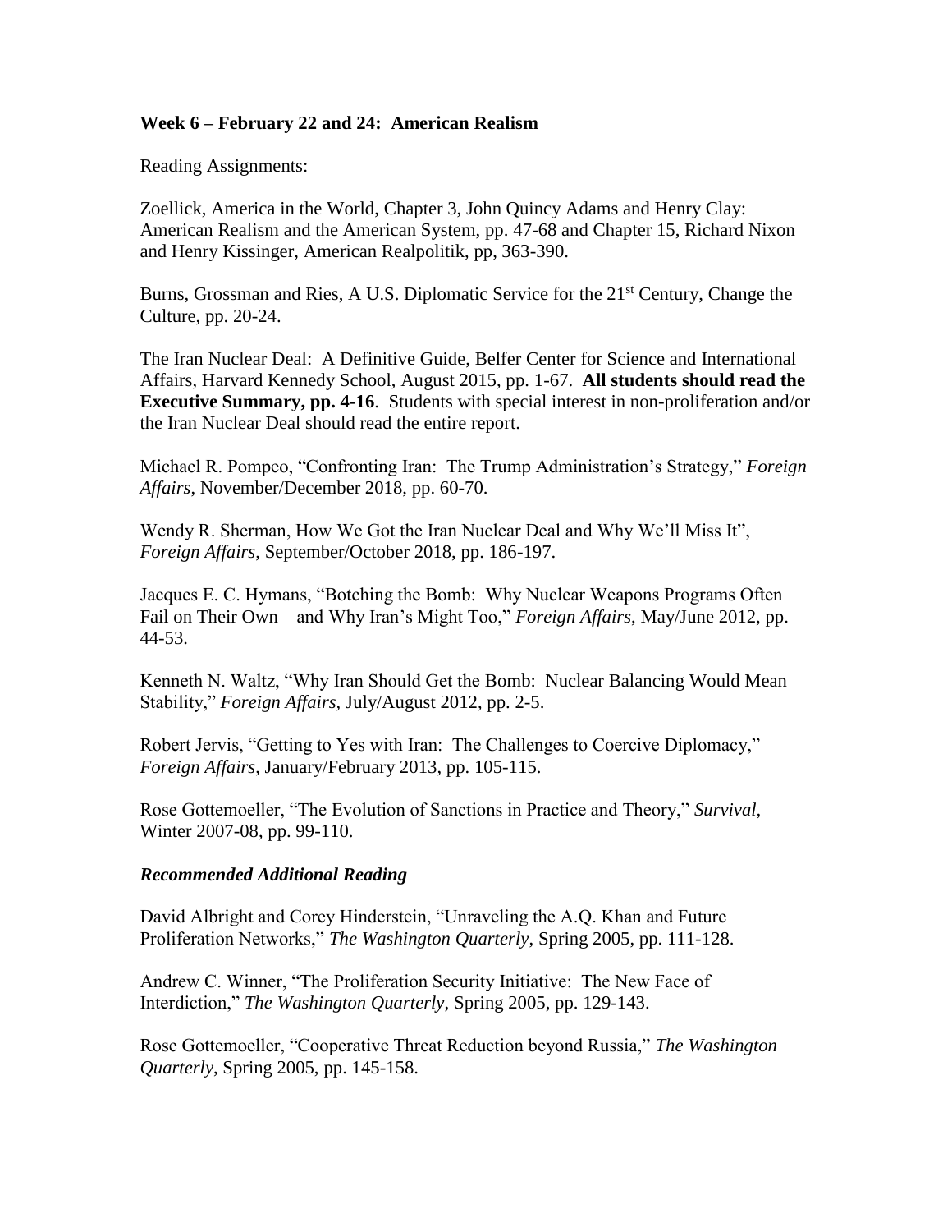**Week 6 – February 22 and 24: American Realism**

Reading Assignments:

Zoellick, America in the World, Chapter 3, John Quincy Adams and Henry Clay: American Realism and the American System, pp. 47-68 and Chapter 15, Richard Nixon and Henry Kissinger, American Realpolitik, pp, 363-390.

Burns, Grossman and Ries, A U.S. Diplomatic Service for the 21st Century, Change the Culture, pp. 20-24.

The Iran Nuclear Deal: A Definitive Guide, Belfer Center for Science and International Affairs, Harvard Kennedy School, August 2015, pp. 1-67. **All students should read the Executive Summary, pp. 4-16**. Students with special interest in non-proliferation and/or the Iran Nuclear Deal should read the entire report.

Michael R. Pompeo, "Confronting Iran: The Trump Administration's Strategy," *Foreign Affairs*, November/December 2018, pp. 60-70.

Wendy R. Sherman, How We Got the Iran Nuclear Deal and Why We'll Miss It", *Foreign Affairs*, September/October 2018, pp. 186-197.

Jacques E. C. Hymans, "Botching the Bomb: Why Nuclear Weapons Programs Often Fail on Their Own – and Why Iran's Might Too," *Foreign Affairs*, May/June 2012, pp. 44-53.

Kenneth N. Waltz, "Why Iran Should Get the Bomb: Nuclear Balancing Would Mean Stability," *Foreign Affairs*, July/August 2012, pp. 2-5.

Robert Jervis, "Getting to Yes with Iran: The Challenges to Coercive Diplomacy," *Foreign Affairs*, January/February 2013, pp. 105-115.

Rose Gottemoeller, "The Evolution of Sanctions in Practice and Theory," *Survival*, Winter 2007-08, pp. 99-110.

***Recommended Additional Reading***

David Albright and Corey Hinderstein, "Unraveling the A.Q. Khan and Future Proliferation Networks," *The Washington Quarterly*, Spring 2005, pp. 111-128.

Andrew C. Winner, "The Proliferation Security Initiative: The New Face of Interdiction," *The Washington Quarterly*, Spring 2005, pp. 129-143.

Rose Gottemoeller, "Cooperative Threat Reduction beyond Russia," *The Washington Quarterly*, Spring 2005, pp. 145-158.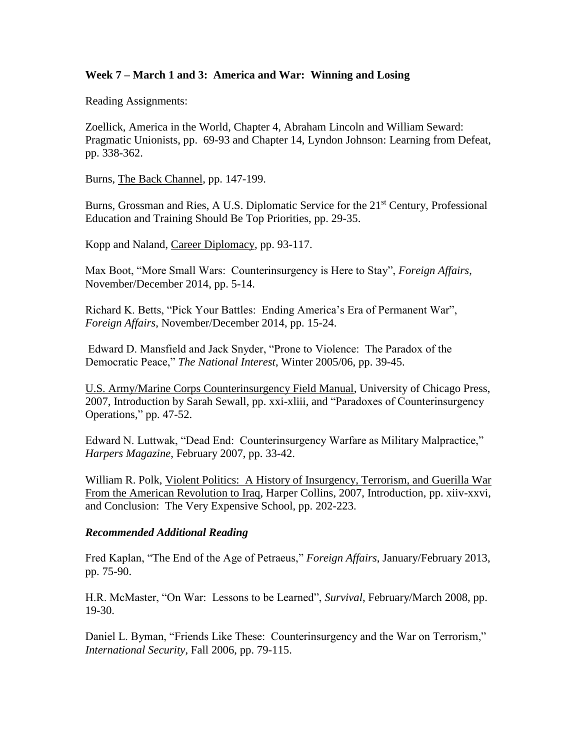**Week 7 – March 1 and 3: America and War: Winning and Losing**

Reading Assignments:

Zoellick, America in the World, Chapter 4, Abraham Lincoln and William Seward: Pragmatic Unionists, pp. 69-93 and Chapter 14, Lyndon Johnson: Learning from Defeat, pp. 338-362.

Burns, The Back Channel, pp. 147-199.

Burns, Grossman and Ries, A U.S. Diplomatic Service for the 21st Century, Professional Education and Training Should Be Top Priorities, pp. 29-35.

Kopp and Naland, Career Diplomacy, pp. 93-117.

Max Boot, "More Small Wars: Counterinsurgency is Here to Stay", *Foreign Affairs*, November/December 2014, pp. 5-14.

Richard K. Betts, "Pick Your Battles: Ending America's Era of Permanent War", *Foreign Affairs*, November/December 2014, pp. 15-24.

Edward D. Mansfield and Jack Snyder, "Prone to Violence: The Paradox of the Democratic Peace," *The National Interest*, Winter 2005/06, pp. 39-45.

U.S. Army/Marine Corps Counterinsurgency Field Manual, University of Chicago Press, 2007, Introduction by Sarah Sewall, pp. xxi-xliii, and "Paradoxes of Counterinsurgency Operations," pp. 47-52.

Edward N. Luttwak, "Dead End: Counterinsurgency Warfare as Military Malpractice," *Harpers Magazine*, February 2007, pp. 33-42.

William R. Polk, Violent Politics: A History of Insurgency, Terrorism, and Guerilla War From the American Revolution to Iraq, Harper Collins, 2007, Introduction, pp. xiiv-xxvi, and Conclusion: The Very Expensive School, pp. 202-223.

***Recommended Additional Reading***

Fred Kaplan, "The End of the Age of Petraeus," *Foreign Affairs*, January/February 2013, pp. 75-90.

H.R. McMaster, "On War: Lessons to be Learned", *Survival*, February/March 2008, pp. 19-30.

Daniel L. Byman, "Friends Like These: Counterinsurgency and the War on Terrorism," *International Security*, Fall 2006, pp. 79-115.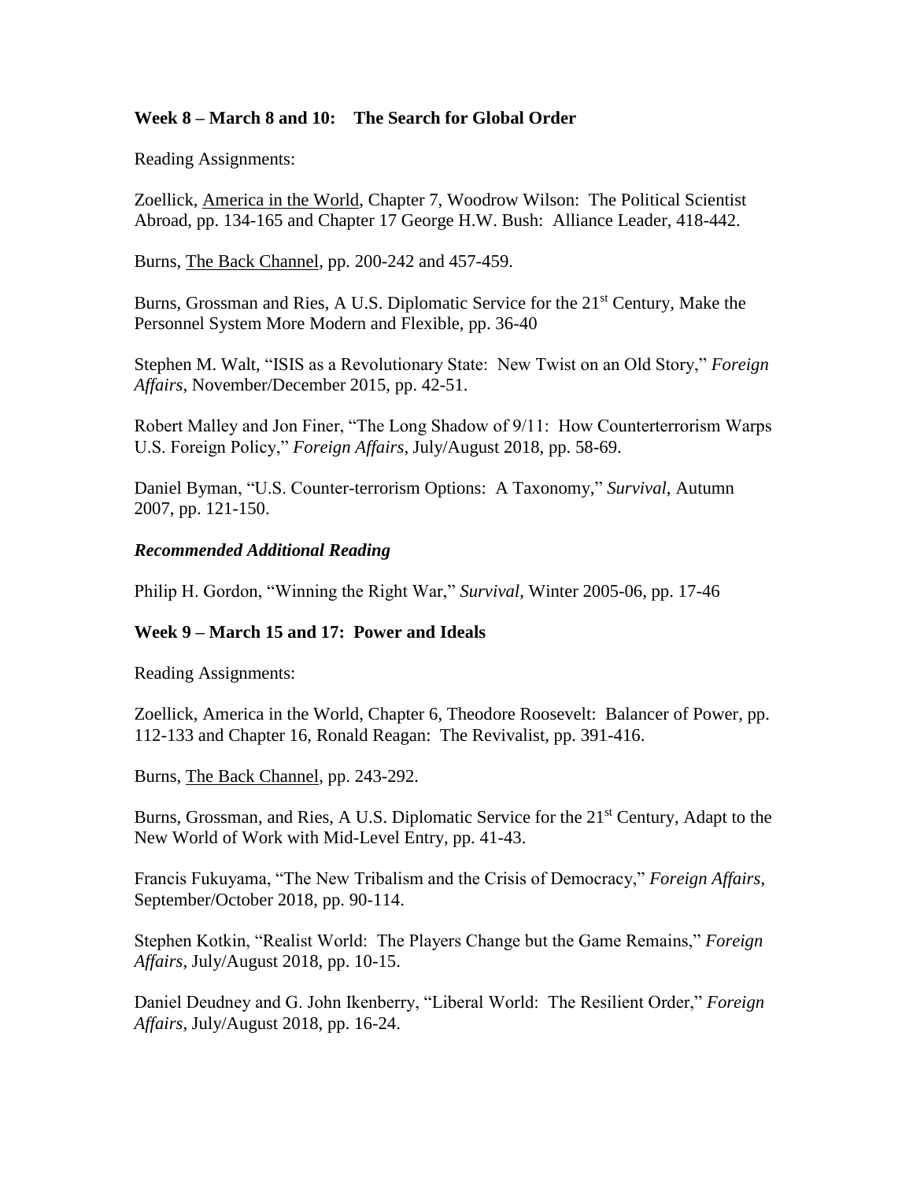**Week 8 – March 8 and 10: The Search for Global Order**

Reading Assignments:

Zoellick, America in the World, Chapter 7, Woodrow Wilson: The Political Scientist Abroad, pp. 134-165 and Chapter 17 George H.W. Bush: Alliance Leader, 418-442.

Burns, The Back Channel, pp. 200-242 and 457-459.

Burns, Grossman and Ries, A U.S. Diplomatic Service for the 21st Century, Make the Personnel System More Modern and Flexible, pp. 36-40

Stephen M. Walt, "ISIS as a Revolutionary State: New Twist on an Old Story," *Foreign Affairs*, November/December 2015, pp. 42-51.

Robert Malley and Jon Finer, "The Long Shadow of 9/11: How Counterterrorism Warps U.S. Foreign Policy," *Foreign Affairs*, July/August 2018, pp. 58-69.

Daniel Byman, "U.S. Counter-terrorism Options: A Taxonomy," *Survival*, Autumn 2007, pp. 121-150.

***Recommended Additional Reading***

Philip H. Gordon, "Winning the Right War," *Survival*, Winter 2005-06, pp. 17-46

**Week 9 – March 15 and 17: Power and Ideals**

Reading Assignments:

Zoellick, America in the World, Chapter 6, Theodore Roosevelt: Balancer of Power, pp. 112-133 and Chapter 16, Ronald Reagan: The Revivalist, pp. 391-416.

Burns, The Back Channel, pp. 243-292.

Burns, Grossman, and Ries, A U.S. Diplomatic Service for the 21st Century, Adapt to the New World of Work with Mid-Level Entry, pp. 41-43.

Francis Fukuyama, "The New Tribalism and the Crisis of Democracy," *Foreign Affairs*, September/October 2018, pp. 90-114.

Stephen Kotkin, "Realist World: The Players Change but the Game Remains," *Foreign Affairs*, July/August 2018, pp. 10-15.

Daniel Deudney and G. John Ikenberry, "Liberal World: The Resilient Order," *Foreign Affairs*, July/August 2018, pp. 16-24.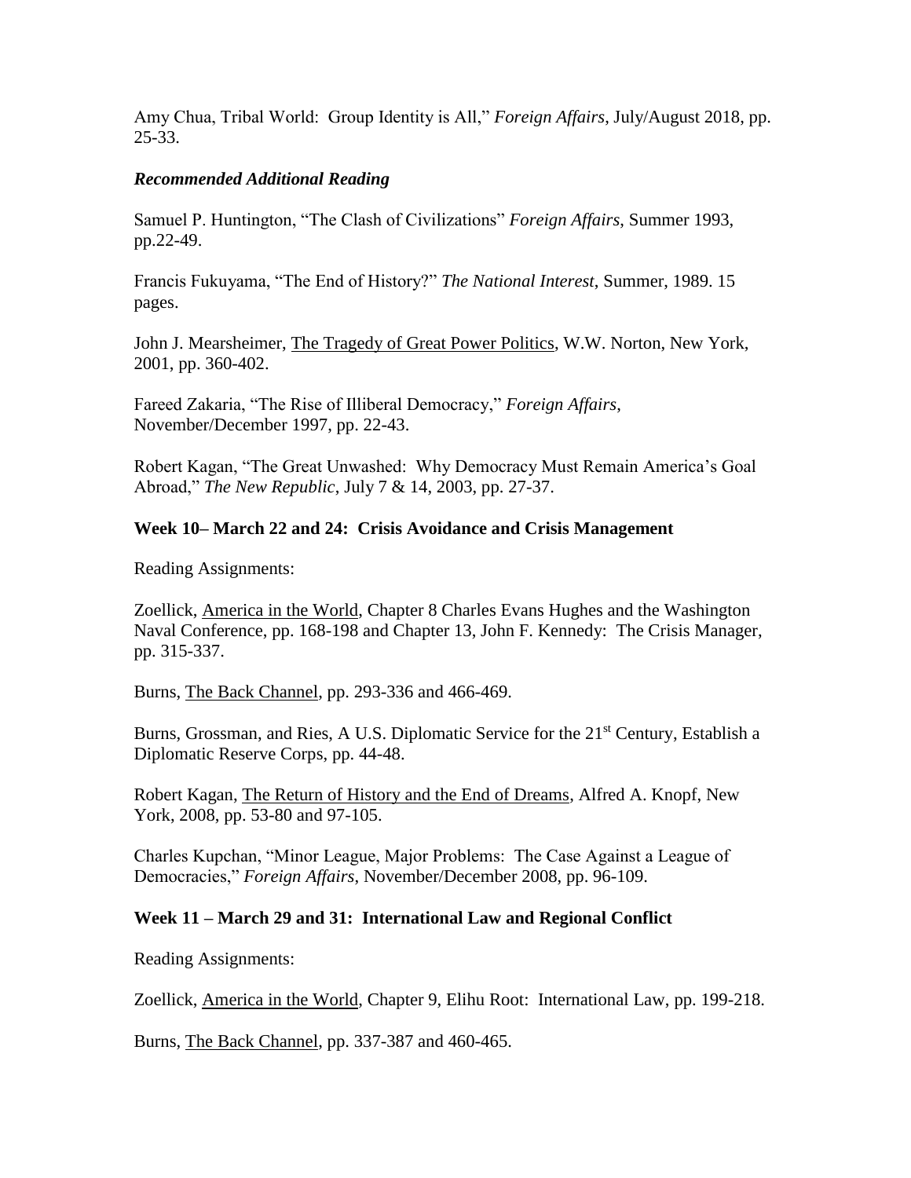Amy Chua, Tribal World: Group Identity is All," *Foreign Affairs*, July/August 2018, pp. 25-33.

***Recommended Additional Reading***

Samuel P. Huntington, "The Clash of Civilizations" *Foreign Affairs*, Summer 1993, pp.22-49.

Francis Fukuyama, "The End of History?" *The National Interest*, Summer, 1989. 15 pages.

John J. Mearsheimer, The Tragedy of Great Power Politics, W.W. Norton, New York, 2001, pp. 360-402.

Fareed Zakaria, "The Rise of Illiberal Democracy," *Foreign Affairs*, November/December 1997, pp. 22-43.

Robert Kagan, "The Great Unwashed: Why Democracy Must Remain America's Goal Abroad," *The New Republic*, July 7 & 14, 2003, pp. 27-37.

**Week 10– March 22 and 24: Crisis Avoidance and Crisis Management**

Reading Assignments:

Zoellick, America in the World, Chapter 8 Charles Evans Hughes and the Washington Naval Conference, pp. 168-198 and Chapter 13, John F. Kennedy: The Crisis Manager, pp. 315-337.

Burns, The Back Channel, pp. 293-336 and 466-469.

Burns, Grossman, and Ries, A U.S. Diplomatic Service for the 21st Century, Establish a Diplomatic Reserve Corps, pp. 44-48.

Robert Kagan, The Return of History and the End of Dreams, Alfred A. Knopf, New York, 2008, pp. 53-80 and 97-105.

Charles Kupchan, "Minor League, Major Problems: The Case Against a League of Democracies," *Foreign Affairs*, November/December 2008, pp. 96-109.

**Week 11 – March 29 and 31: International Law and Regional Conflict**

Reading Assignments:

Zoellick, America in the World, Chapter 9, Elihu Root: International Law, pp. 199-218.

Burns, The Back Channel, pp. 337-387 and 460-465.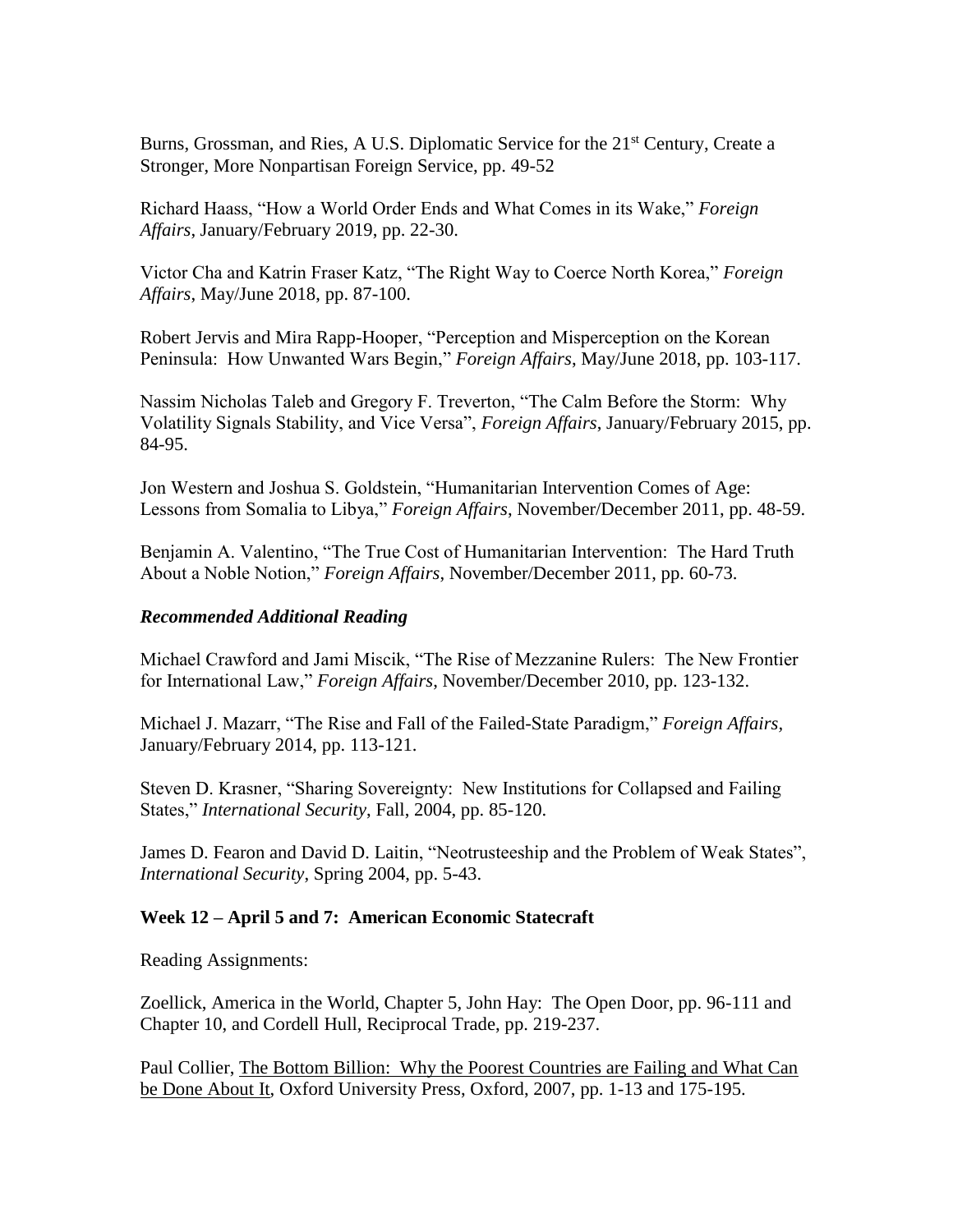Burns, Grossman, and Ries, A U.S. Diplomatic Service for the 21st Century, Create a Stronger, More Nonpartisan Foreign Service, pp. 49-52

Richard Haass, "How a World Order Ends and What Comes in its Wake," *Foreign Affairs*, January/February 2019, pp. 22-30.

Victor Cha and Katrin Fraser Katz, "The Right Way to Coerce North Korea," *Foreign Affairs*, May/June 2018, pp. 87-100.

Robert Jervis and Mira Rapp-Hooper, "Perception and Misperception on the Korean Peninsula: How Unwanted Wars Begin," *Foreign Affairs*, May/June 2018, pp. 103-117.

Nassim Nicholas Taleb and Gregory F. Treverton, "The Calm Before the Storm: Why Volatility Signals Stability, and Vice Versa", *Foreign Affairs*, January/February 2015, pp. 84-95.

Jon Western and Joshua S. Goldstein, "Humanitarian Intervention Comes of Age: Lessons from Somalia to Libya," *Foreign Affairs*, November/December 2011, pp. 48-59.

Benjamin A. Valentino, "The True Cost of Humanitarian Intervention: The Hard Truth About a Noble Notion," *Foreign Affairs*, November/December 2011, pp. 60-73.

***Recommended Additional Reading***

Michael Crawford and Jami Miscik, "The Rise of Mezzanine Rulers: The New Frontier for International Law," *Foreign Affairs*, November/December 2010, pp. 123-132.

Michael J. Mazarr, "The Rise and Fall of the Failed-State Paradigm," *Foreign Affairs*, January/February 2014, pp. 113-121.

Steven D. Krasner, "Sharing Sovereignty: New Institutions for Collapsed and Failing States," *International Security*, Fall, 2004, pp. 85-120.

James D. Fearon and David D. Laitin, "Neotrusteeship and the Problem of Weak States", *International Security*, Spring 2004, pp. 5-43.

**Week 12 – April 5 and 7: American Economic Statecraft**

Reading Assignments:

Zoellick, America in the World, Chapter 5, John Hay: The Open Door, pp. 96-111 and Chapter 10, and Cordell Hull, Reciprocal Trade, pp. 219-237.

Paul Collier, The Bottom Billion: Why the Poorest Countries are Failing and What Can be Done About It, Oxford University Press, Oxford, 2007, pp. 1-13 and 175-195.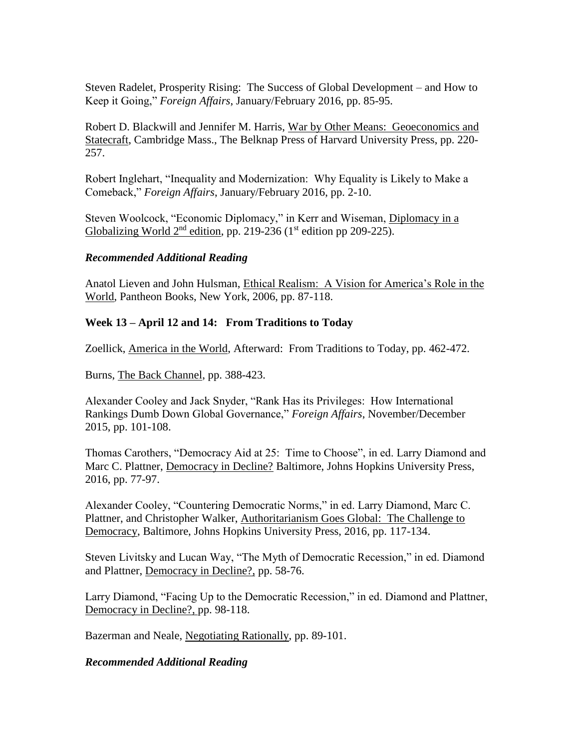Steven Radelet, Prosperity Rising: The Success of Global Development – and How to Keep it Going," *Foreign Affairs*, January/February 2016, pp. 85-95.

Robert D. Blackwill and Jennifer M. Harris, War by Other Means: Geoeconomics and Statecraft, Cambridge Mass., The Belknap Press of Harvard University Press, pp. 220-257.

Robert Inglehart, "Inequality and Modernization: Why Equality is Likely to Make a Comeback," *Foreign Affairs*, January/February 2016, pp. 2-10.

Steven Woolcock, "Economic Diplomacy," in Kerr and Wiseman, Diplomacy in a Globalizing World 2nd edition, pp. 219-236 (1st edition pp 209-225).

***Recommended Additional Reading***

Anatol Lieven and John Hulsman, Ethical Realism: A Vision for America's Role in the World, Pantheon Books, New York, 2006, pp. 87-118.

**Week 13 – April 12 and 14: From Traditions to Today**

Zoellick, America in the World, Afterward: From Traditions to Today, pp. 462-472.

Burns, The Back Channel, pp. 388-423.

Alexander Cooley and Jack Snyder, "Rank Has its Privileges: How International Rankings Dumb Down Global Governance," *Foreign Affairs*, November/December 2015, pp. 101-108.

Thomas Carothers, "Democracy Aid at 25: Time to Choose", in ed. Larry Diamond and Marc C. Plattner, Democracy in Decline? Baltimore, Johns Hopkins University Press, 2016, pp. 77-97.

Alexander Cooley, "Countering Democratic Norms," in ed. Larry Diamond, Marc C. Plattner, and Christopher Walker, Authoritarianism Goes Global: The Challenge to Democracy, Baltimore, Johns Hopkins University Press, 2016, pp. 117-134.

Steven Livitsky and Lucan Way, "The Myth of Democratic Recession," in ed. Diamond and Plattner, Democracy in Decline?, pp. 58-76.

Larry Diamond, "Facing Up to the Democratic Recession," in ed. Diamond and Plattner, Democracy in Decline?, pp. 98-118.

Bazerman and Neale, Negotiating Rationally, pp. 89-101.

***Recommended Additional Reading***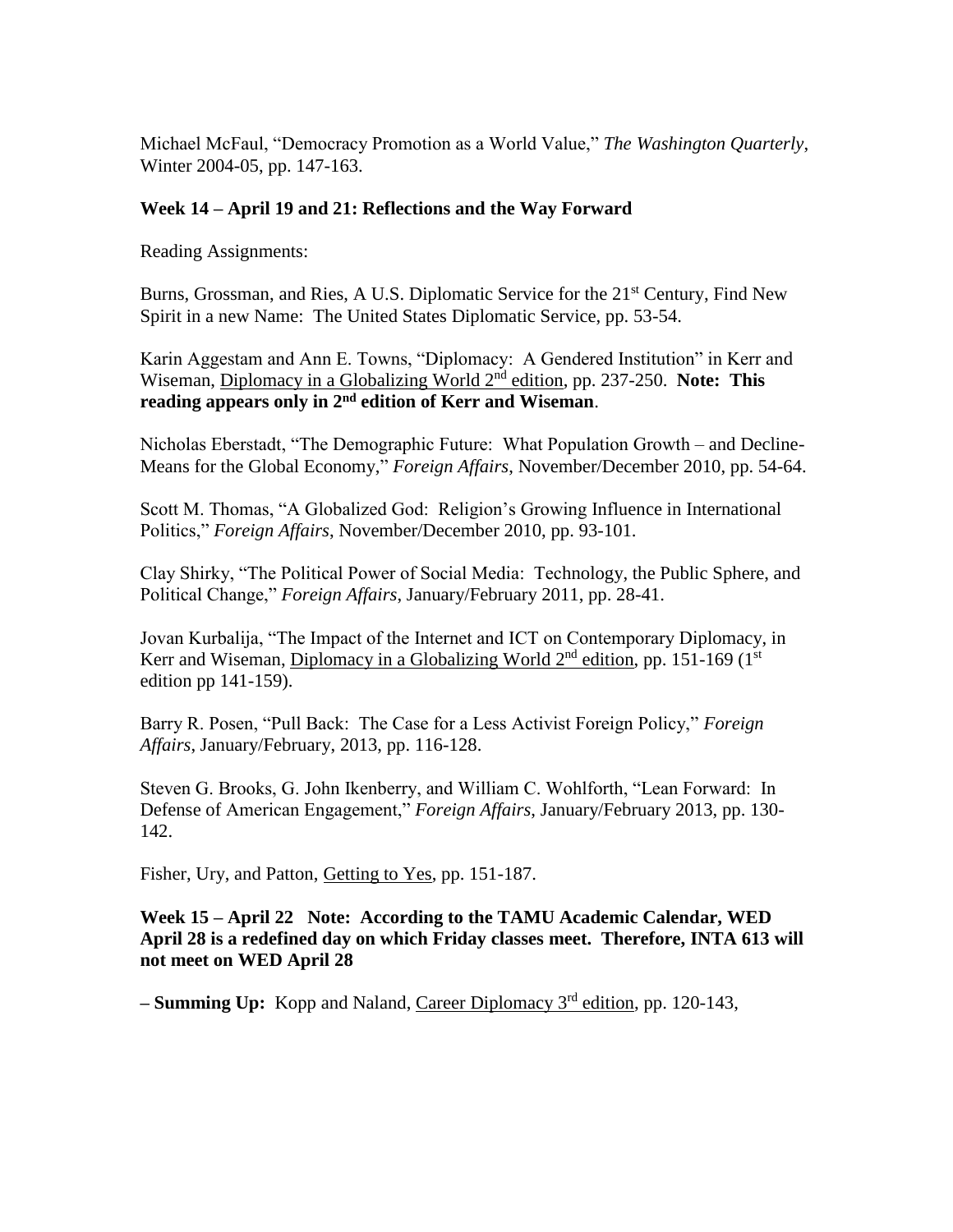Michael McFaul, "Democracy Promotion as a World Value," *The Washington Quarterly*, Winter 2004-05, pp. 147-163.

**Week 14 – April 19 and 21: Reflections and the Way Forward**

Reading Assignments:

Burns, Grossman, and Ries, A U.S. Diplomatic Service for the 21st Century, Find New Spirit in a new Name: The United States Diplomatic Service, pp. 53-54.

Karin Aggestam and Ann E. Towns, "Diplomacy: A Gendered Institution" in Kerr and Wiseman, Diplomacy in a Globalizing World 2nd edition, pp. 237-250. **Note: This reading appears only in 2nd edition of Kerr and Wiseman**.

Nicholas Eberstadt, "The Demographic Future: What Population Growth – and Decline- Means for the Global Economy," *Foreign Affairs*, November/December 2010, pp. 54-64.

Scott M. Thomas, "A Globalized God: Religion's Growing Influence in International Politics," *Foreign Affairs*, November/December 2010, pp. 93-101.

Clay Shirky, "The Political Power of Social Media: Technology, the Public Sphere, and Political Change," *Foreign Affairs*, January/February 2011, pp. 28-41.

Jovan Kurbalija, "The Impact of the Internet and ICT on Contemporary Diplomacy, in Kerr and Wiseman, Diplomacy in a Globalizing World 2nd edition, pp. 151-169 (1st edition pp 141-159).

Barry R. Posen, "Pull Back: The Case for a Less Activist Foreign Policy," *Foreign Affairs*, January/February, 2013, pp. 116-128.

Steven G. Brooks, G. John Ikenberry, and William C. Wohlforth, "Lean Forward: In Defense of American Engagement," *Foreign Affairs*, January/February 2013, pp. 130-142.

Fisher, Ury, and Patton, Getting to Yes, pp. 151-187.

**Week 15 – April 22 Note: According to the TAMU Academic Calendar, WED April 28 is a redefined day on which Friday classes meet. Therefore, INTA 613 will not meet on WED April 28**

**– Summing Up:** Kopp and Naland, Career Diplomacy 3rd edition, pp. 120-143,